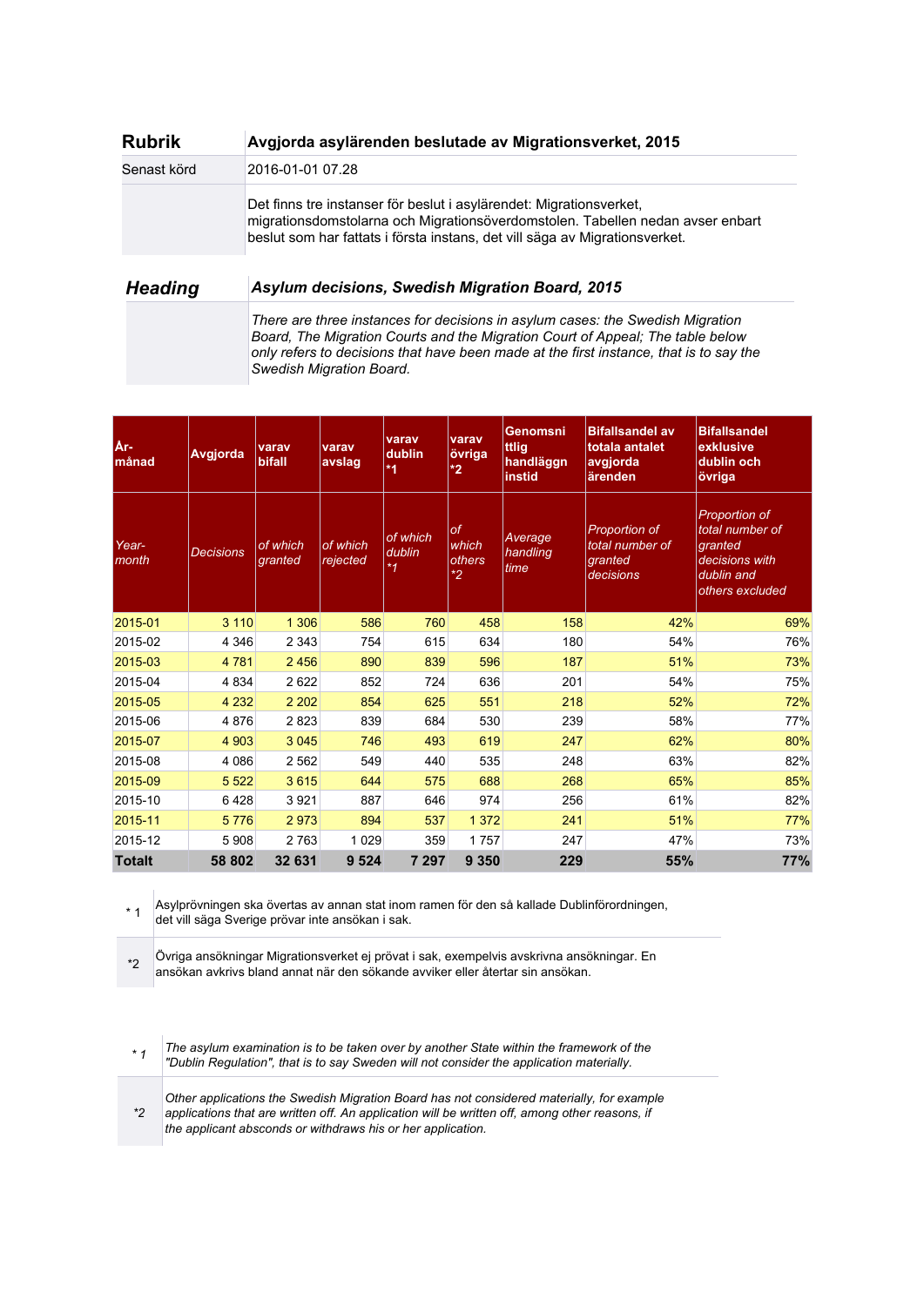| **Rubrik** | **Avgjorda asylärenden beslutade av Migrationsverket, 2015** |
|---|---|
| Senast körd | 2016-01-01 07.28 |
| | Det finns tre instanser för beslut i asylärendet: Migrationsverket, migrationsdomstolarna och Migrationsöverdomstolen. Tabellen nedan avser enbart beslut som har fattats i första instans, det vill säga av Migrationsverket. |

| ***Heading*** | ***Asylum decisions, Swedish Migration Board, 2015*** |
|---|---|
| | *There are three instances for decisions in asylum cases: the Swedish Migration Board, The Migration Courts and the Migration Court of Appeal; The table below only refers to decisions that have been made at the first instance, that is to say the Swedish Migration Board.* |

| **År-månad** | **Avgjorda** | **varav bifall** | **varav avslag** | **varav dublin *1** | **varav övriga *2** | **Genomsnittlig handläggningstid** | **Bifallsandel av totala antalet avgjorda ärenden** | **Bifallsandel exklusive dublin och övriga** |
|---|---|---|---|---|---|---|---|---|
| *Year-month* | *Decisions* | *of which granted* | *of which rejected* | *of which dublin *1* | *of which others *2* | *Average handling time* | *Proportion of total number of granted decisions* | *Proportion of total number of granted decisions with dublin and others excluded* |
| 2015-01 | 3 110 | 1 306 | 586 | 760 | 458 | 158 | 42% | 69% |
| 2015-02 | 4 346 | 2 343 | 754 | 615 | 634 | 180 | 54% | 76% |
| 2015-03 | 4 781 | 2 456 | 890 | 839 | 596 | 187 | 51% | 73% |
| 2015-04 | 4 834 | 2 622 | 852 | 724 | 636 | 201 | 54% | 75% |
| 2015-05 | 4 232 | 2 202 | 854 | 625 | 551 | 218 | 52% | 72% |
| 2015-06 | 4 876 | 2 823 | 839 | 684 | 530 | 239 | 58% | 77% |
| 2015-07 | 4 903 | 3 045 | 746 | 493 | 619 | 247 | 62% | 80% |
| 2015-08 | 4 086 | 2 562 | 549 | 440 | 535 | 248 | 63% | 82% |
| 2015-09 | 5 522 | 3 615 | 644 | 575 | 688 | 268 | 65% | 85% |
| 2015-10 | 6 428 | 3 921 | 887 | 646 | 974 | 256 | 61% | 82% |
| 2015-11 | 5 776 | 2 973 | 894 | 537 | 1 372 | 241 | 51% | 77% |
| 2015-12 | 5 908 | 2 763 | 1 029 | 359 | 1 757 | 247 | 47% | 73% |
| **Totalt** | **58 802** | **32 631** | **9 524** | **7 297** | **9 350** | **229** | **55%** | **77%** |

| | |
|---|---|
| * 1 | Asylprövningen ska övertas av annan stat inom ramen för den så kallade Dublinförordningen, det vill säga Sverige prövar inte ansökan i sak. |
| *2 | Övriga ansökningar Migrationsverket ej prövat i sak, exempelvis avskrivna ansökningar. En ansökan avkrivs bland annat när den sökande avviker eller återtar sin ansökan. |

| | |
|---|---|
| *\* 1* | *The asylum examination is to be taken over by another State within the framework of the "Dublin Regulation", that is to say Sweden will not consider the application materially.* |
| **2* | *Other applications the Swedish Migration Board has not considered materially, for example applications that are written off. An application will be written off, among other reasons, if the applicant absconds or withdraws his or her application.* |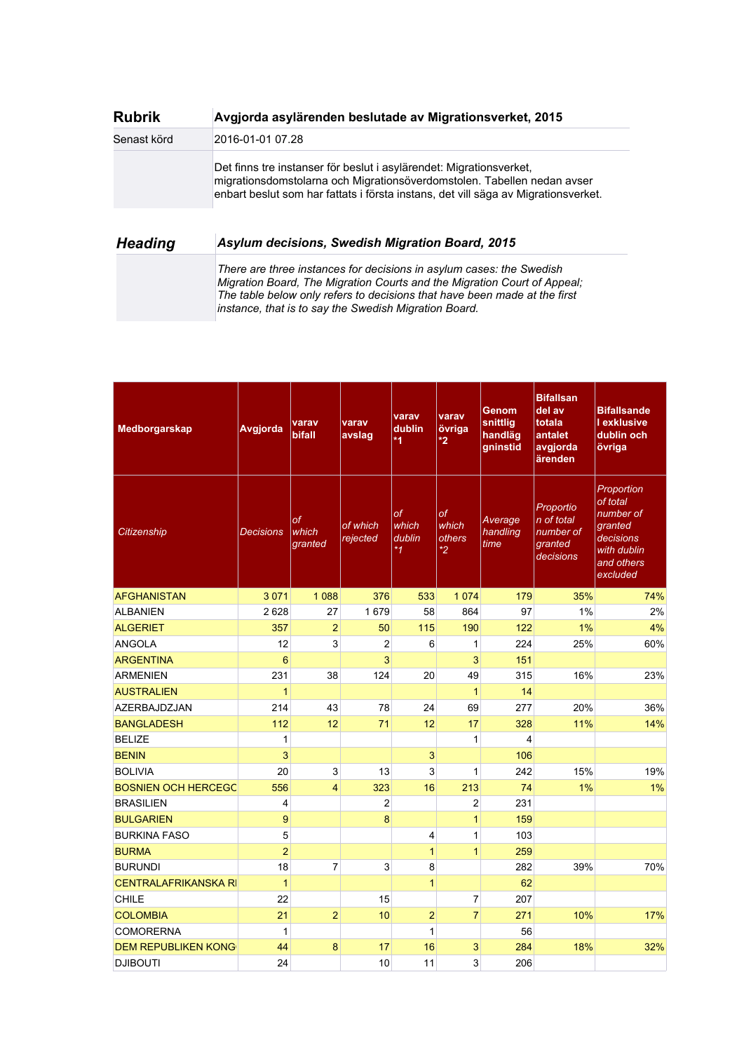| **Rubrik** | **Avgjorda asylärenden beslutade av Migrationsverket, 2015** |
|---|---|
| Senast körd | 2016-01-01 07.28 |
| | Det finns tre instanser för beslut i asylärendet: Migrationsverket, migrationsdomstolarna och Migrationsöverdomstolen. Tabellen nedan avser enbart beslut som har fattats i första instans, det vill säga av Migrationsverket. |

| ***Heading*** | ***Asylum decisions, Swedish Migration Board, 2015*** |
|---|---|
| | *There are three instances for decisions in asylum cases: the Swedish Migration Board, The Migration Courts and the Migration Court of Appeal; The table below only refers to decisions that have been made at the first instance, that is to say the Swedish Migration Board.* |

| **Medborgarskap** | **Avgjorda** | **varav bifall** | **varav avslag** | **varav dublin *1** | **varav övriga *2** | **Genomsnittlig handläggningstid** | **Bifallsandel av totala antalet avgjorda ärenden** | **Bifallsande l exklusive dublin och övriga** |
|---|---|---|---|---|---|---|---|---|
| *Citizenship* | *Decisions* | *of which granted* | *of which rejected* | *of which dublin *1* | *of which others *2* | *Average handling time* | *Proportion of total number of granted decisions* | *Proportion of total number of granted decisions with dublin and others excluded* |
| AFGHANISTAN | 3 071 | 1 088 | 376 | 533 | 1 074 | 179 | 35% | 74% |
| ALBANIEN | 2 628 | 27 | 1 679 | 58 | 864 | 97 | 1% | 2% |
| ALGERIET | 357 | 2 | 50 | 115 | 190 | 122 | 1% | 4% |
| ANGOLA | 12 | 3 | 2 | 6 | 1 | 224 | 25% | 60% |
| ARGENTINA | 6 | | 3 | | 3 | 151 | | |
| ARMENIEN | 231 | 38 | 124 | 20 | 49 | 315 | 16% | 23% |
| AUSTRALIEN | 1 | | | | 1 | 14 | | |
| AZERBAJDZJAN | 214 | 43 | 78 | 24 | 69 | 277 | 20% | 36% |
| BANGLADESH | 112 | 12 | 71 | 12 | 17 | 328 | 11% | 14% |
| BELIZE | 1 | | | | 1 | 4 | | |
| BENIN | 3 | | | | 3 | 106 | | |
| BOLIVIA | 20 | 3 | 13 | 3 | 1 | 242 | 15% | 19% |
| BOSNIEN OCH HERCEGC | 556 | 4 | 323 | 16 | 213 | 74 | 1% | 1% |
| BRASILIEN | 4 | | 2 | | 2 | 231 | | |
| BULGARIEN | 9 | | 8 | | 1 | 159 | | |
| BURKINA FASO | 5 | | | 4 | 1 | 103 | | |
| BURMA | 2 | | | 1 | 1 | 259 | | |
| BURUNDI | 18 | 7 | 3 | 8 | | 282 | 39% | 70% |
| CENTRALAFRIKANSKA RI | 1 | | | 1 | | 62 | | |
| CHILE | 22 | | 15 | | 7 | 207 | | |
| COLOMBIA | 21 | 2 | 10 | 2 | 7 | 271 | 10% | 17% |
| COMORERNA | 1 | | | 1 | | 56 | | |
| DEM REPUBLIKEN KONG | 44 | 8 | 17 | 16 | 3 | 284 | 18% | 32% |
| DJIBOUTI | 24 | | 10 | 11 | 3 | 206 | | |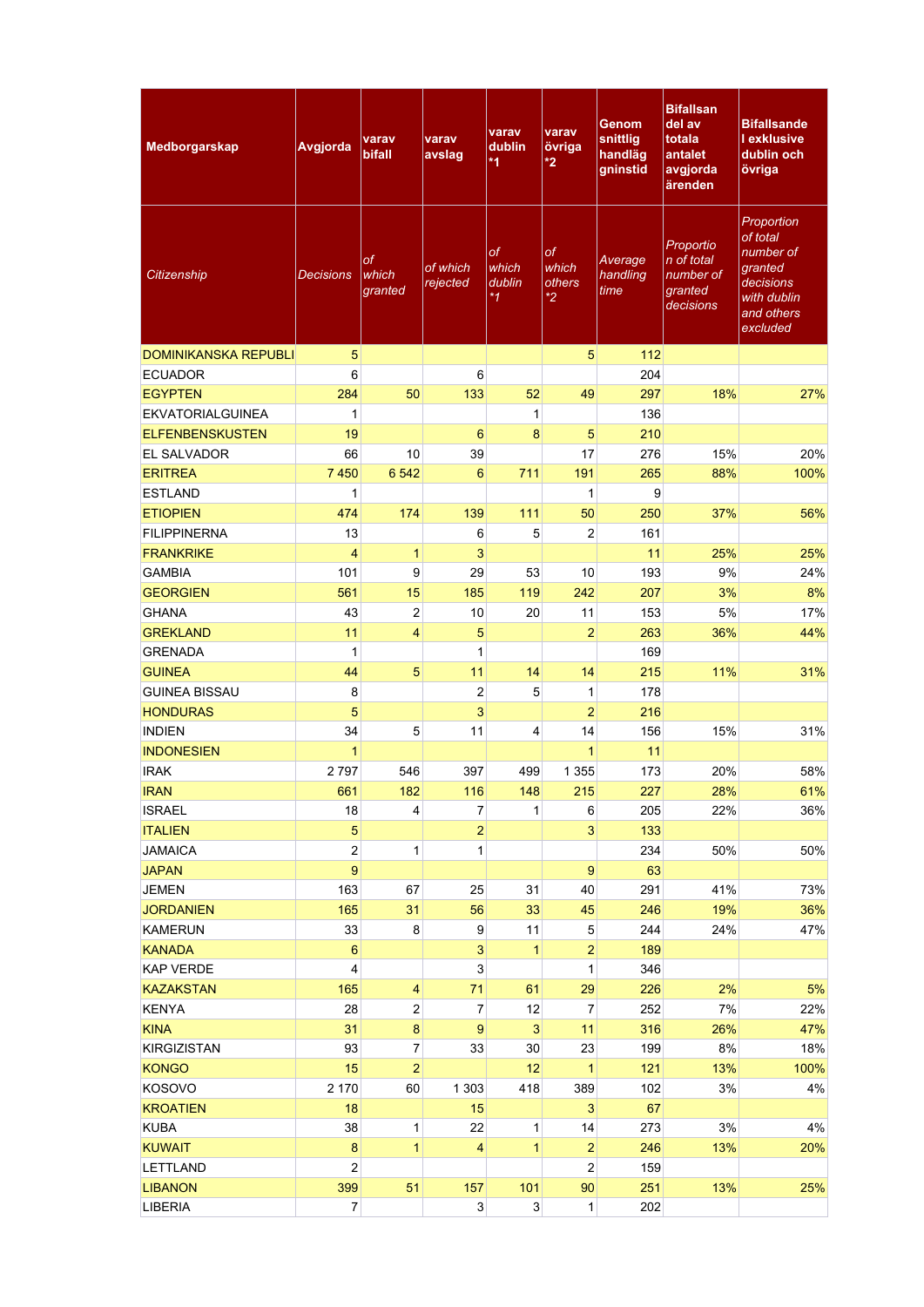| Medborgarskap | Avgjorda | varav bifall | varav avslag | varav dublin *1 | varav övriga *2 | Genomsnittlig handläggninstid | Bifallsandel av totala antalet avgjorda ärenden | Bifallsande l exklusive dublin och övriga |
|---|---|---|---|---|---|---|---|---|
| *Citizenship* | *Decisions* | *of which granted* | *of which rejected* | *of which dublin \*1* | *of which others \*2* | *Average handling time* | *Proportion of total number of granted decisions* | *Proportion of total number of granted decisions with dublin and others excluded* |
| DOMINIKANSKA REPUBLI | 5 | | | | 5 | 112 | | |
| ECUADOR | 6 | | 6 | | | 204 | | |
| EGYPTEN | 284 | 50 | 133 | 52 | 49 | 297 | 18% | 27% |
| EKVATORIALGUINEA | 1 | | | 1 | | 136 | | |
| ELFENBENSKUSTEN | 19 | | 6 | 8 | 5 | 210 | | |
| EL SALVADOR | 66 | 10 | 39 | | 17 | 276 | 15% | 20% |
| ERITREA | 7 450 | 6 542 | 6 | 711 | 191 | 265 | 88% | 100% |
| ESTLAND | 1 | | | | 1 | 9 | | |
| ETIOPIEN | 474 | 174 | 139 | 111 | 50 | 250 | 37% | 56% |
| FILIPPINERNA | 13 | | 6 | 5 | 2 | 161 | | |
| FRANKRIKE | 4 | 1 | 3 | | | 11 | 25% | 25% |
| GAMBIA | 101 | 9 | 29 | 53 | 10 | 193 | 9% | 24% |
| GEORGIEN | 561 | 15 | 185 | 119 | 242 | 207 | 3% | 8% |
| GHANA | 43 | 2 | 10 | 20 | 11 | 153 | 5% | 17% |
| GREKLAND | 11 | 4 | 5 | | 2 | 263 | 36% | 44% |
| GRENADA | 1 | | 1 | | | 169 | | |
| GUINEA | 44 | 5 | 11 | 14 | 14 | 215 | 11% | 31% |
| GUINEA BISSAU | 8 | | 2 | 5 | 1 | 178 | | |
| HONDURAS | 5 | | 3 | | 2 | 216 | | |
| INDIEN | 34 | 5 | 11 | 4 | 14 | 156 | 15% | 31% |
| INDONESIEN | 1 | | | | 1 | 11 | | |
| IRAK | 2 797 | 546 | 397 | 499 | 1 355 | 173 | 20% | 58% |
| IRAN | 661 | 182 | 116 | 148 | 215 | 227 | 28% | 61% |
| ISRAEL | 18 | 4 | 7 | 1 | 6 | 205 | 22% | 36% |
| ITALIEN | 5 | | 2 | | 3 | 133 | | |
| JAMAICA | 2 | 1 | 1 | | | 234 | 50% | 50% |
| JAPAN | 9 | | | | 9 | 63 | | |
| JEMEN | 163 | 67 | 25 | 31 | 40 | 291 | 41% | 73% |
| JORDANIEN | 165 | 31 | 56 | 33 | 45 | 246 | 19% | 36% |
| KAMERUN | 33 | 8 | 9 | 11 | 5 | 244 | 24% | 47% |
| KANADA | 6 | | 3 | 1 | 2 | 189 | | |
| KAP VERDE | 4 | | 3 | | 1 | 346 | | |
| KAZAKSTAN | 165 | 4 | 71 | 61 | 29 | 226 | 2% | 5% |
| KENYA | 28 | 2 | 7 | 12 | 7 | 252 | 7% | 22% |
| KINA | 31 | 8 | 9 | 3 | 11 | 316 | 26% | 47% |
| KIRGIZISTAN | 93 | 7 | 33 | 30 | 23 | 199 | 8% | 18% |
| KONGO | 15 | 2 | | 12 | 1 | 121 | 13% | 100% |
| KOSOVO | 2 170 | 60 | 1 303 | 418 | 389 | 102 | 3% | 4% |
| KROATIEN | 18 | | 15 | | 3 | 67 | | |
| KUBA | 38 | 1 | 22 | 1 | 14 | 273 | 3% | 4% |
| KUWAIT | 8 | 1 | 4 | 1 | 2 | 246 | 13% | 20% |
| LETTLAND | 2 | | | | 2 | 159 | | |
| LIBANON | 399 | 51 | 157 | 101 | 90 | 251 | 13% | 25% |
| LIBERIA | 7 | | 3 | 3 | 1 | 202 | | |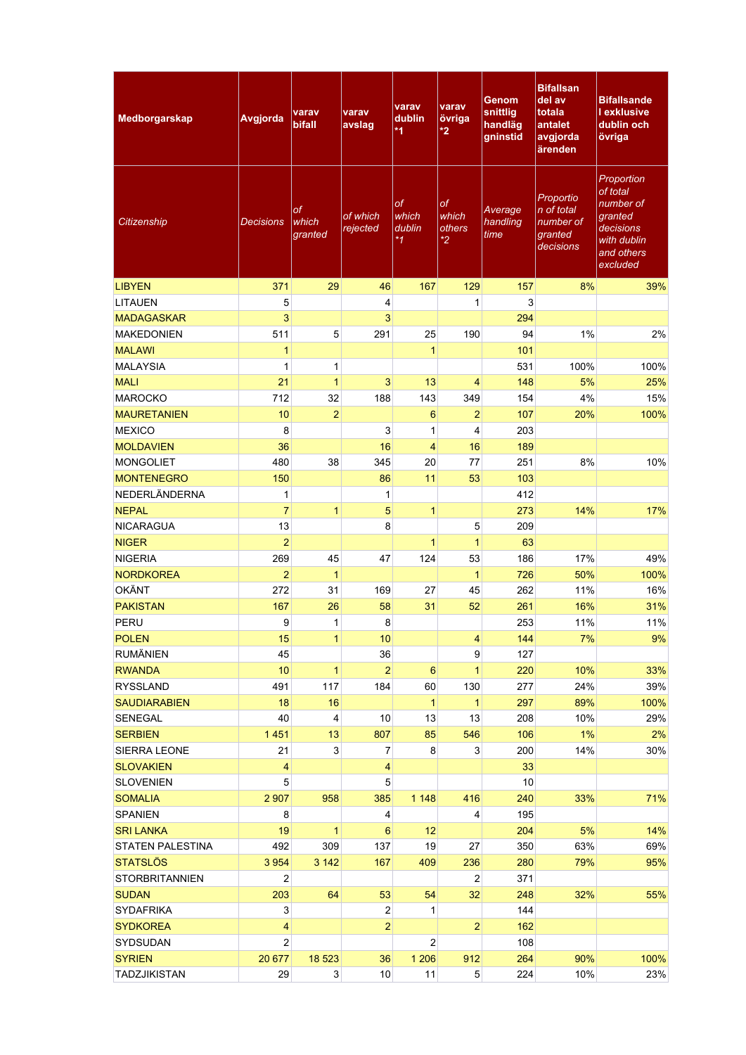| Medborgarskap | Avgjorda | varav bifall | varav avslag | varav dublin *1 | varav övriga *2 | Genomsnittlig handläggningstid | Bifallsandel av totala antalet avgjorda ärenden | Bifallsande l exklusive dublin och övriga |
|---|---|---|---|---|---|---|---|---|
| *Citizenship* | *Decisions* | *of which granted* | *of which rejected* | *of which dublin *1* | *of which others *2* | *Average handling time* | *Proportion of total number of granted decisions* | *Proportion of total number of granted decisions with dublin and others excluded* |
| LIBYEN | 371 | 29 | 46 | 167 | 129 | 157 | 8% | 39% |
| LITAUEN | 5 | | 4 | | 1 | 3 | | |
| MADAGASKAR | 3 | | 3 | | | 294 | | |
| MAKEDONIEN | 511 | 5 | 291 | 25 | 190 | 94 | 1% | 2% |
| MALAWI | 1 | | | 1 | | 101 | | |
| MALAYSIA | 1 | 1 | | | | 531 | 100% | 100% |
| MALI | 21 | 1 | 3 | 13 | 4 | 148 | 5% | 25% |
| MAROCKO | 712 | 32 | 188 | 143 | 349 | 154 | 4% | 15% |
| MAURETANIEN | 10 | 2 | | 6 | 2 | 107 | 20% | 100% |
| MEXICO | 8 | | 3 | 1 | 4 | 203 | | |
| MOLDAVIEN | 36 | | 16 | 4 | 16 | 189 | | |
| MONGOLIET | 480 | 38 | 345 | 20 | 77 | 251 | 8% | 10% |
| MONTENEGRO | 150 | | 86 | 11 | 53 | 103 | | |
| NEDERLÄNDERNA | 1 | | 1 | | | 412 | | |
| NEPAL | 7 | 1 | 5 | 1 | | 273 | 14% | 17% |
| NICARAGUA | 13 | | 8 | | 5 | 209 | | |
| NIGER | 2 | | | 1 | 1 | 63 | | |
| NIGERIA | 269 | 45 | 47 | 124 | 53 | 186 | 17% | 49% |
| NORDKOREA | 2 | 1 | | | 1 | 726 | 50% | 100% |
| OKÄNT | 272 | 31 | 169 | 27 | 45 | 262 | 11% | 16% |
| PAKISTAN | 167 | 26 | 58 | 31 | 52 | 261 | 16% | 31% |
| PERU | 9 | 1 | 8 | | | 253 | 11% | 11% |
| POLEN | 15 | 1 | 10 | | 4 | 144 | 7% | 9% |
| RUMÄNIEN | 45 | | 36 | | 9 | 127 | | |
| RWANDA | 10 | 1 | 2 | 6 | 1 | 220 | 10% | 33% |
| RYSSLAND | 491 | 117 | 184 | 60 | 130 | 277 | 24% | 39% |
| SAUDIARABIEN | 18 | 16 | | 1 | 1 | 297 | 89% | 100% |
| SENEGAL | 40 | 4 | 10 | 13 | 13 | 208 | 10% | 29% |
| SERBIEN | 1 451 | 13 | 807 | 85 | 546 | 106 | 1% | 2% |
| SIERRA LEONE | 21 | 3 | 7 | 8 | 3 | 200 | 14% | 30% |
| SLOVAKIEN | 4 | | 4 | | | 33 | | |
| SLOVENIEN | 5 | | 5 | | | 10 | | |
| SOMALIA | 2 907 | 958 | 385 | 1 148 | 416 | 240 | 33% | 71% |
| SPANIEN | 8 | | 4 | | 4 | 195 | | |
| SRI LANKA | 19 | 1 | 6 | 12 | | 204 | 5% | 14% |
| STATEN PALESTINA | 492 | 309 | 137 | 19 | 27 | 350 | 63% | 69% |
| STATSLÖS | 3 954 | 3 142 | 167 | 409 | 236 | 280 | 79% | 95% |
| STORBRITANNIEN | 2 | | | | 2 | 371 | | |
| SUDAN | 203 | 64 | 53 | 54 | 32 | 248 | 32% | 55% |
| SYDAFRIKA | 3 | | 2 | 1 | | 144 | | |
| SYDKOREA | 4 | | 2 | | 2 | 162 | | |
| SYDSUDAN | 2 | | | 2 | | 108 | | |
| SYRIEN | 20 677 | 18 523 | 36 | 1 206 | 912 | 264 | 90% | 100% |
| TADZJIKISTAN | 29 | 3 | 10 | 11 | 5 | 224 | 10% | 23% |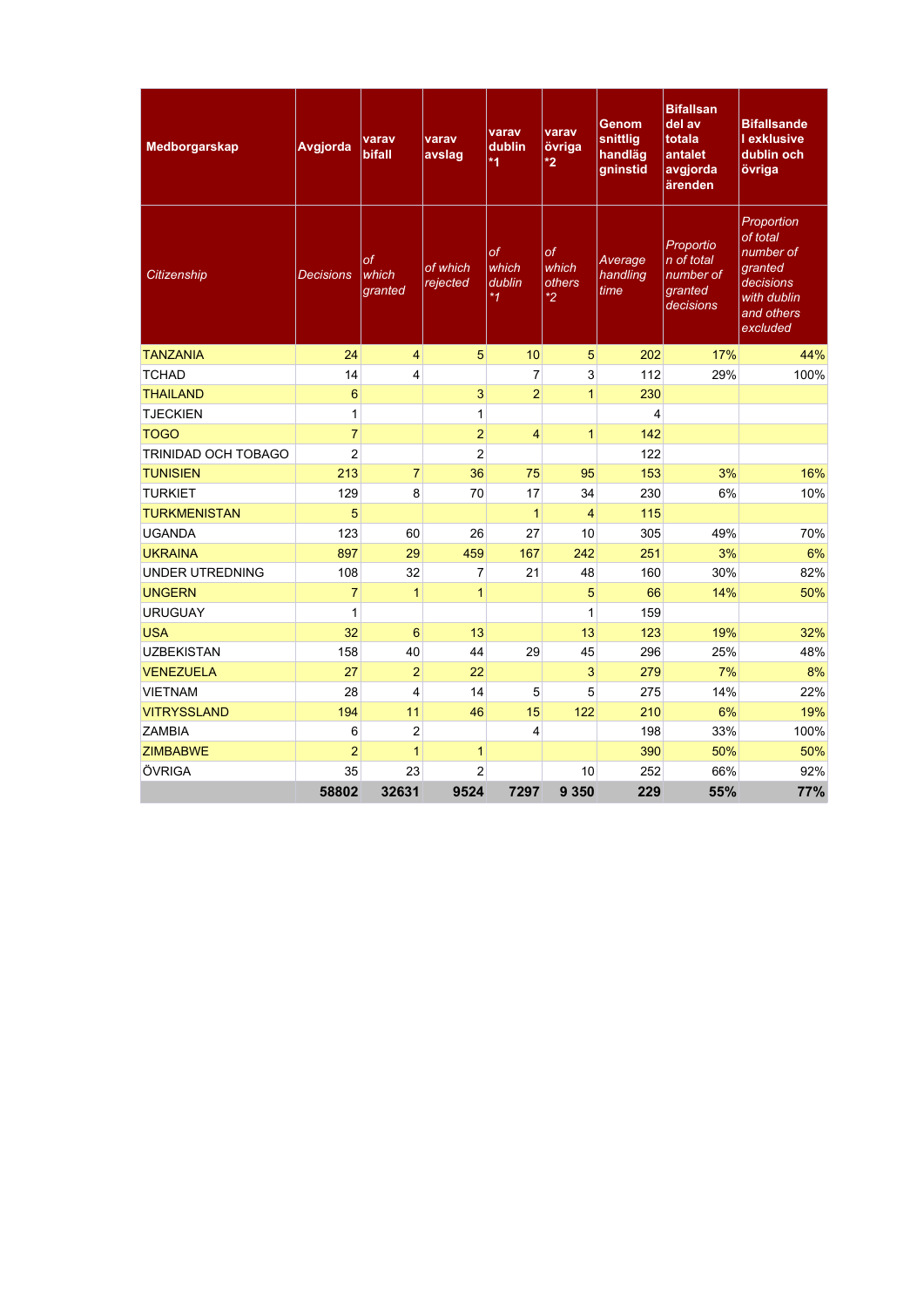| Medborgarskap | Avgjorda | varav bifall | varav avslag | varav dublin *1 | varav övriga *2 | Genomsnittlig handläggningstid | Bifallsandel av totala antalet avgjorda ärenden | Bifallsandel exklusive dublin och övriga |
|---|---|---|---|---|---|---|---|---|
| *Citizenship* | *Decisions* | *of which granted* | *of which rejected* | *of which dublin *1* | *of which others *2* | *Average handling time* | *Proportion of total number of granted decisions* | *Proportion of total number of granted decisions with dublin and others excluded* |
| TANZANIA | 24 | 4 | 5 | 10 | 5 | 202 | 17% | 44% |
| TCHAD | 14 | 4 | | 7 | 3 | 112 | 29% | 100% |
| THAILAND | 6 | | 3 | 2 | 1 | 230 | | |
| TJECKIEN | 1 | | 1 | | | 4 | | |
| TOGO | 7 | | 2 | 4 | 1 | 142 | | |
| TRINIDAD OCH TOBAGO | 2 | | 2 | | | 122 | | |
| TUNISIEN | 213 | 7 | 36 | 75 | 95 | 153 | 3% | 16% |
| TURKIET | 129 | 8 | 70 | 17 | 34 | 230 | 6% | 10% |
| TURKMENISTAN | 5 | | | 1 | 4 | 115 | | |
| UGANDA | 123 | 60 | 26 | 27 | 10 | 305 | 49% | 70% |
| UKRAINA | 897 | 29 | 459 | 167 | 242 | 251 | 3% | 6% |
| UNDER UTREDNING | 108 | 32 | 7 | 21 | 48 | 160 | 30% | 82% |
| UNGERN | 7 | 1 | 1 | | 5 | 66 | 14% | 50% |
| URUGUAY | 1 | | | | 1 | 159 | | |
| USA | 32 | 6 | 13 | | 13 | 123 | 19% | 32% |
| UZBEKISTAN | 158 | 40 | 44 | 29 | 45 | 296 | 25% | 48% |
| VENEZUELA | 27 | 2 | 22 | | 3 | 279 | 7% | 8% |
| VIETNAM | 28 | 4 | 14 | 5 | 5 | 275 | 14% | 22% |
| VITRYSSLAND | 194 | 11 | 46 | 15 | 122 | 210 | 6% | 19% |
| ZAMBIA | 6 | 2 | | 4 | | 198 | 33% | 100% |
| ZIMBABWE | 2 | 1 | 1 | | | 390 | 50% | 50% |
| ÖVRIGA | 35 | 23 | 2 | | 10 | 252 | 66% | 92% |
| | **58802** | **32631** | **9524** | **7297** | **9 350** | **229** | **55%** | **77%** |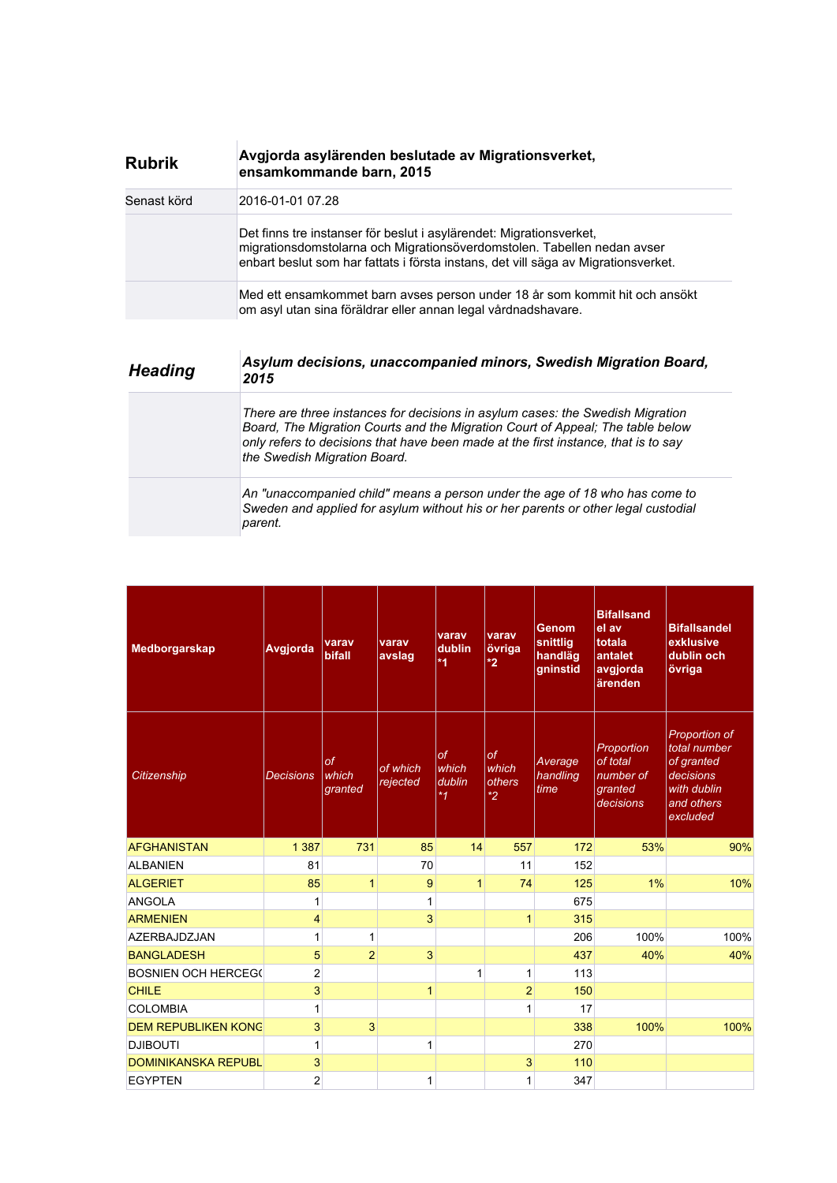| **Rubrik** | **Avgjorda asylärenden beslutade av Migrationsverket, ensamkommande barn, 2015** |
|---|---|
| Senast körd | 2016-01-01 07.28 |
| | Det finns tre instanser för beslut i asylärendet: Migrationsverket, migrationsdomstolarna och Migrationsöverdomstolen. Tabellen nedan avser enbart beslut som har fattats i första instans, det vill säga av Migrationsverket. |
| | Med ett ensamkommet barn avses person under 18 år som kommit hit och ansökt om asyl utan sina föräldrar eller annan legal vårdnadshavare. |

| ***Heading*** | ***Asylum decisions, unaccompanied minors, Swedish Migration Board, 2015*** |
|---|---|
| | *There are three instances for decisions in asylum cases: the Swedish Migration Board, The Migration Courts and the Migration Court of Appeal; The table below only refers to decisions that have been made at the first instance, that is to say the Swedish Migration Board.* |
| | *An "unaccompanied child" means a person under the age of 18 who has come to Sweden and applied for asylum without his or her parents or other legal custodial parent.* |

| **Medborgarskap** | **Avgjorda** | **varav bifall** | **varav avslag** | **varav dublin *1** | **varav övriga *2** | **Genomsnittlig handläggningstid** | **Bifallsandel av totala antalet avgjorda ärenden** | **Bifallsandel exklusive dublin och övriga** |
|---|---|---|---|---|---|---|---|---|
| *Citizenship* | *Decisions* | *of which granted* | *of which rejected* | *of which dublin *1* | *of which others *2* | *Average handling time* | *Proportion of total number of granted decisions* | *Proportion of total number of granted decisions with dublin and others excluded* |
| AFGHANISTAN | 1 387 | 731 | 85 | 14 | 557 | 172 | 53% | 90% |
| ALBANIEN | 81 | | 70 | | 11 | 152 | | |
| ALGERIET | 85 | 1 | 9 | 1 | 74 | 125 | 1% | 10% |
| ANGOLA | 1 | | 1 | | | 675 | | |
| ARMENIEN | 4 | | 3 | | 1 | 315 | | |
| AZERBAJDZJAN | 1 | 1 | | | | 206 | 100% | 100% |
| BANGLADESH | 5 | 2 | 3 | | | 437 | 40% | 40% |
| BOSNIEN OCH HERCEG( | 2 | | | 1 | 1 | 113 | | |
| CHILE | 3 | | 1 | | 2 | 150 | | |
| COLOMBIA | 1 | | | | 1 | 17 | | |
| DEM REPUBLIKEN KONG | 3 | 3 | | | | 338 | 100% | 100% |
| DJIBOUTI | 1 | | 1 | | | 270 | | |
| DOMINIKANSKA REPUBL | 3 | | | | 3 | 110 | | |
| EGYPTEN | 2 | | 1 | | 1 | 347 | | |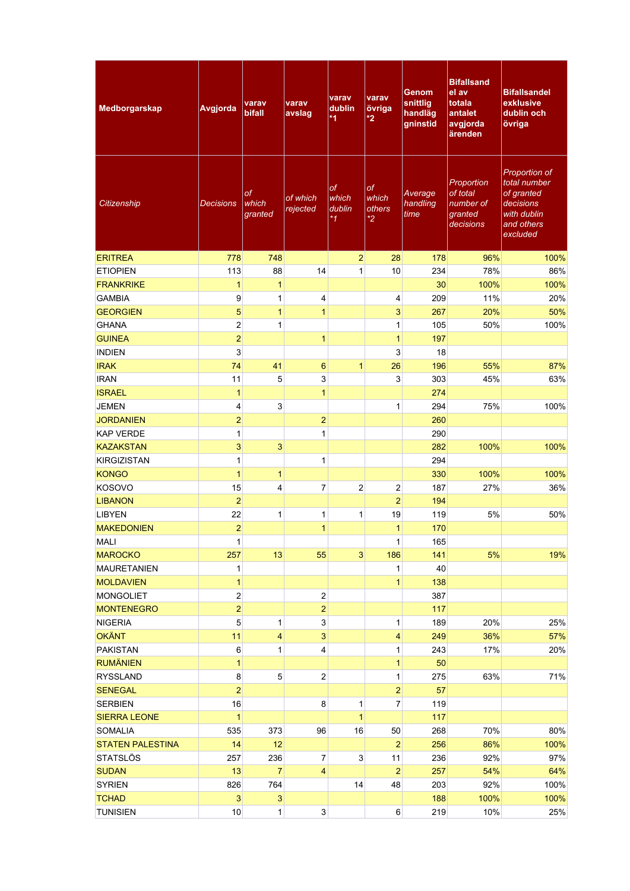| Medborgarskap | Avgjorda | varav bifall | varav avslag | varav dublin *1 | varav övriga *2 | Genomsnittlig handläggningstid | Bifallsandel av totala antalet avgjorda ärenden | Bifallsandel exklusive dublin och övriga |
|---|---|---|---|---|---|---|---|---|
| *Citizenship* | *Decisions* | *of which granted* | *of which rejected* | *of which dublin *1* | *of which others *2* | *Average handling time* | *Proportion of total number of granted decisions* | *Proportion of total number of granted decisions with dublin and others excluded* |
| ERITREA | 778 | 748 | | 2 | 28 | 178 | 96% | 100% |
| ETIOPIEN | 113 | 88 | 14 | 1 | 10 | 234 | 78% | 86% |
| FRANKRIKE | 1 | 1 | | | | 30 | 100% | 100% |
| GAMBIA | 9 | 1 | 4 | | 4 | 209 | 11% | 20% |
| GEORGIEN | 5 | 1 | 1 | | 3 | 267 | 20% | 50% |
| GHANA | 2 | 1 | | | 1 | 105 | 50% | 100% |
| GUINEA | 2 | | 1 | | 1 | 197 | | |
| INDIEN | 3 | | | | 3 | 18 | | |
| IRAK | 74 | 41 | 6 | 1 | 26 | 196 | 55% | 87% |
| IRAN | 11 | 5 | 3 | | 3 | 303 | 45% | 63% |
| ISRAEL | 1 | | 1 | | | 274 | | |
| JEMEN | 4 | 3 | | | 1 | 294 | 75% | 100% |
| JORDANIEN | 2 | | 2 | | | 260 | | |
| KAP VERDE | 1 | | 1 | | | 290 | | |
| KAZAKSTAN | 3 | 3 | | | | 282 | 100% | 100% |
| KIRGIZISTAN | 1 | | 1 | | | 294 | | |
| KONGO | 1 | 1 | | | | 330 | 100% | 100% |
| KOSOVO | 15 | 4 | 7 | 2 | 2 | 187 | 27% | 36% |
| LIBANON | 2 | | | | 2 | 194 | | |
| LIBYEN | 22 | 1 | 1 | 1 | 19 | 119 | 5% | 50% |
| MAKEDONIEN | 2 | | 1 | | 1 | 170 | | |
| MALI | 1 | | | | 1 | 165 | | |
| MAROCKO | 257 | 13 | 55 | 3 | 186 | 141 | 5% | 19% |
| MAURETANIEN | 1 | | | | 1 | 40 | | |
| MOLDAVIEN | 1 | | | | 1 | 138 | | |
| MONGOLIET | 2 | | 2 | | | 387 | | |
| MONTENEGRO | 2 | | 2 | | | 117 | | |
| NIGERIA | 5 | 1 | 3 | | 1 | 189 | 20% | 25% |
| OKÄNT | 11 | 4 | 3 | | 4 | 249 | 36% | 57% |
| PAKISTAN | 6 | 1 | 4 | | 1 | 243 | 17% | 20% |
| RUMÄNIEN | 1 | | | | 1 | 50 | | |
| RYSSLAND | 8 | 5 | 2 | | 1 | 275 | 63% | 71% |
| SENEGAL | 2 | | | | 2 | 57 | | |
| SERBIEN | 16 | | 8 | 1 | 7 | 119 | | |
| SIERRA LEONE | 1 | | | 1 | | 117 | | |
| SOMALIA | 535 | 373 | 96 | 16 | 50 | 268 | 70% | 80% |
| STATEN PALESTINA | 14 | 12 | | | 2 | 256 | 86% | 100% |
| STATSLÖS | 257 | 236 | 7 | 3 | 11 | 236 | 92% | 97% |
| SUDAN | 13 | 7 | 4 | | 2 | 257 | 54% | 64% |
| SYRIEN | 826 | 764 | | 14 | 48 | 203 | 92% | 100% |
| TCHAD | 3 | 3 | | | | 188 | 100% | 100% |
| TUNISIEN | 10 | 1 | 3 | | 6 | 219 | 10% | 25% |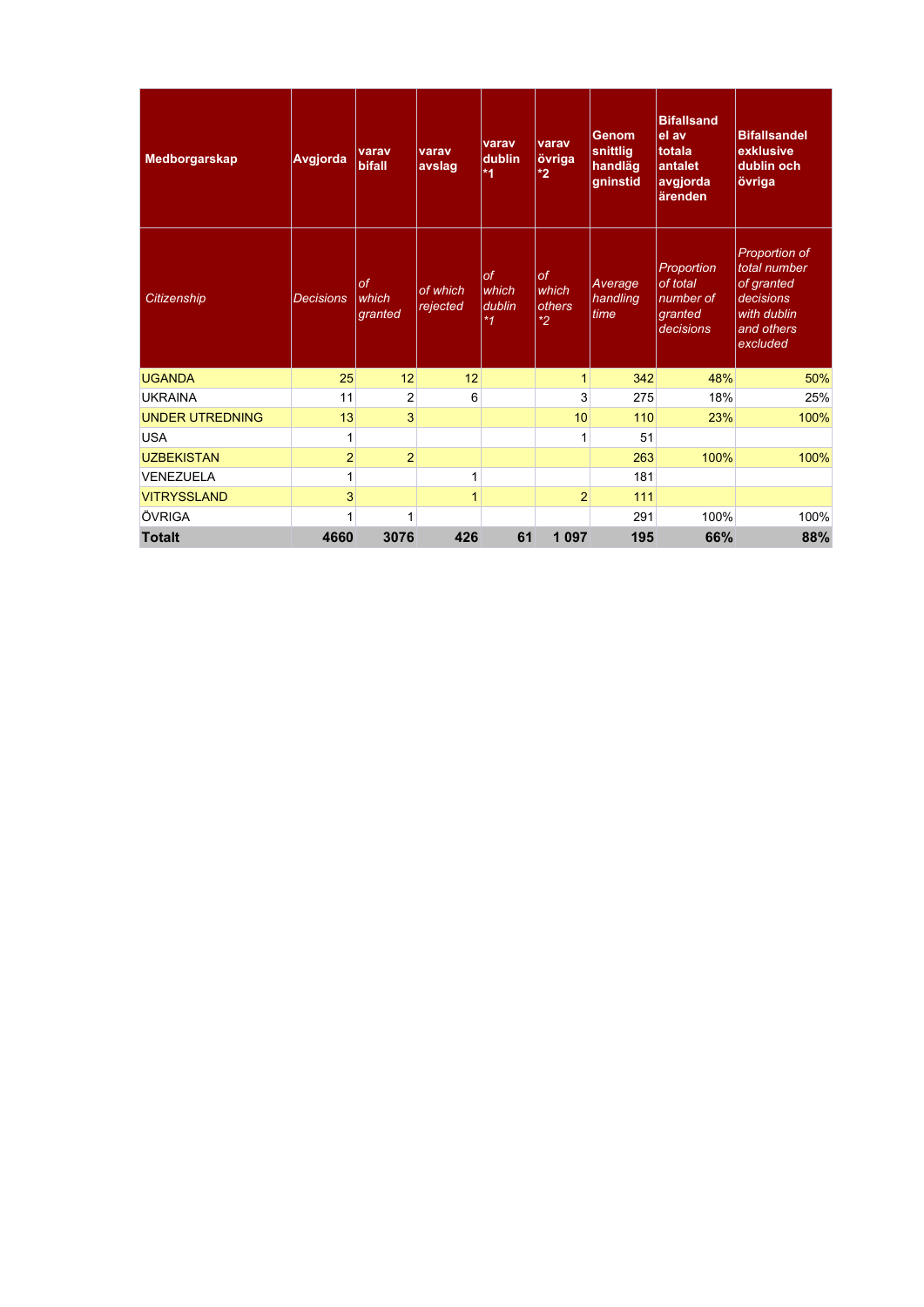| Medborgarskap | Avgjorda | varav bifall | varav avslag | varav dublin *1 | varav övriga *2 | Genomsnittlig handläggninstid | Bifallsandel av totala antalet avgjorda ärenden | Bifallsandel exklusive dublin och övriga |
|---|---|---|---|---|---|---|---|---|
| *Citizenship* | *Decisions* | *of which granted* | *of which rejected* | *of which dublin *1* | *of which others *2* | *Average handling time* | *Proportion of total number of granted decisions* | *Proportion of total number of granted decisions with dublin and others excluded* |
| UGANDA | 25 | 12 | 12 | | 1 | 342 | 48% | 50% |
| UKRAINA | 11 | 2 | 6 | | 3 | 275 | 18% | 25% |
| UNDER UTREDNING | 13 | 3 | | | 10 | 110 | 23% | 100% |
| USA | 1 | | | | 1 | 51 | | |
| UZBEKISTAN | 2 | 2 | | | | 263 | 100% | 100% |
| VENEZUELA | 1 | | 1 | | | 181 | | |
| VITRYSSLAND | 3 | | 1 | | 2 | 111 | | |
| ÖVRIGA | 1 | 1 | | | | 291 | 100% | 100% |
| **Totalt** | **4660** | **3076** | **426** | **61** | **1 097** | **195** | **66%** | **88%** |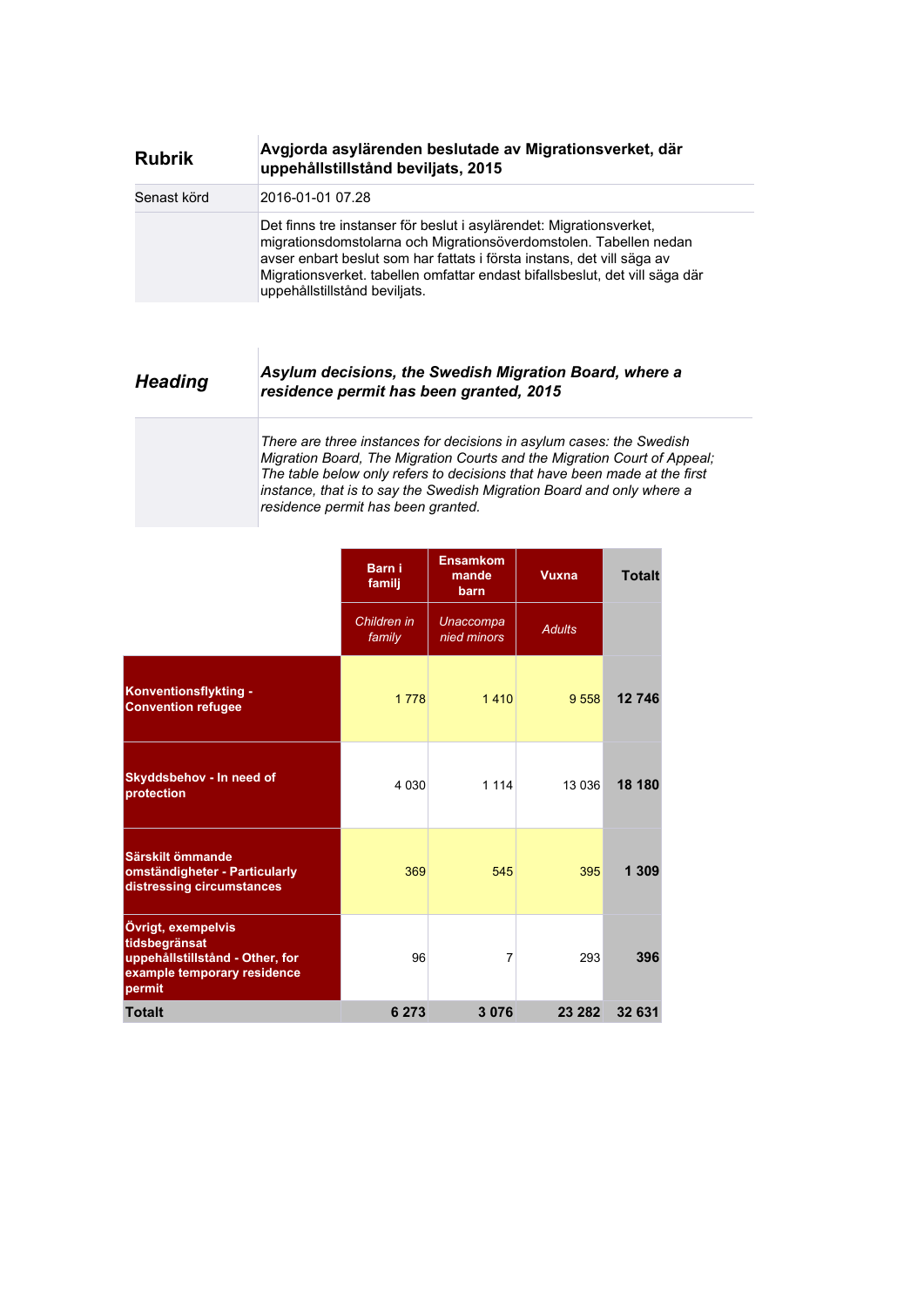| | |
|---|---|
| **Rubrik** | **Avgjorda asylärenden beslutade av Migrationsverket, där uppehållstillstånd beviljats, 2015** |
| Senast körd | 2016-01-01 07.28 |
| | Det finns tre instanser för beslut i asylärendet: Migrationsverket, migrationsdomstolarna och Migrationsöverdomstolen. Tabellen nedan avser enbart beslut som har fattats i första instans, det vill säga av Migrationsverket. tabellen omfattar endast bifallsbeslut, det vill säga där uppehållstillstånd beviljats. |

| | |
|---|---|
| ***Heading*** | ***Asylum decisions, the Swedish Migration Board, where a residence permit has been granted, 2015*** |
| | *There are three instances for decisions in asylum cases: the Swedish Migration Board, The Migration Courts and the Migration Court of Appeal; The table below only refers to decisions that have been made at the first instance, that is to say the Swedish Migration Board and only where a residence permit has been granted.* |

| | **Barn i familj** | **Ensamkommande barn** | **Vuxna** | **Totalt** |
|---|---|---|---|---|
| | *Children in family* | *Unaccompanied minors* | *Adults* | |
| **Konventionsflykting - Convention refugee** | 1 778 | 1 410 | 9 558 | **12 746** |
| **Skyddsbehov - In need of protection** | 4 030 | 1 114 | 13 036 | **18 180** |
| **Särskilt ömmande omständigheter - Particularly distressing circumstances** | 369 | 545 | 395 | **1 309** |
| **Övrigt, exempelvis tidsbegränsat uppehållstillstånd - Other, for example temporary residence permit** | 96 | 7 | 293 | **396** |
| **Totalt** | **6 273** | **3 076** | **23 282** | **32 631** |